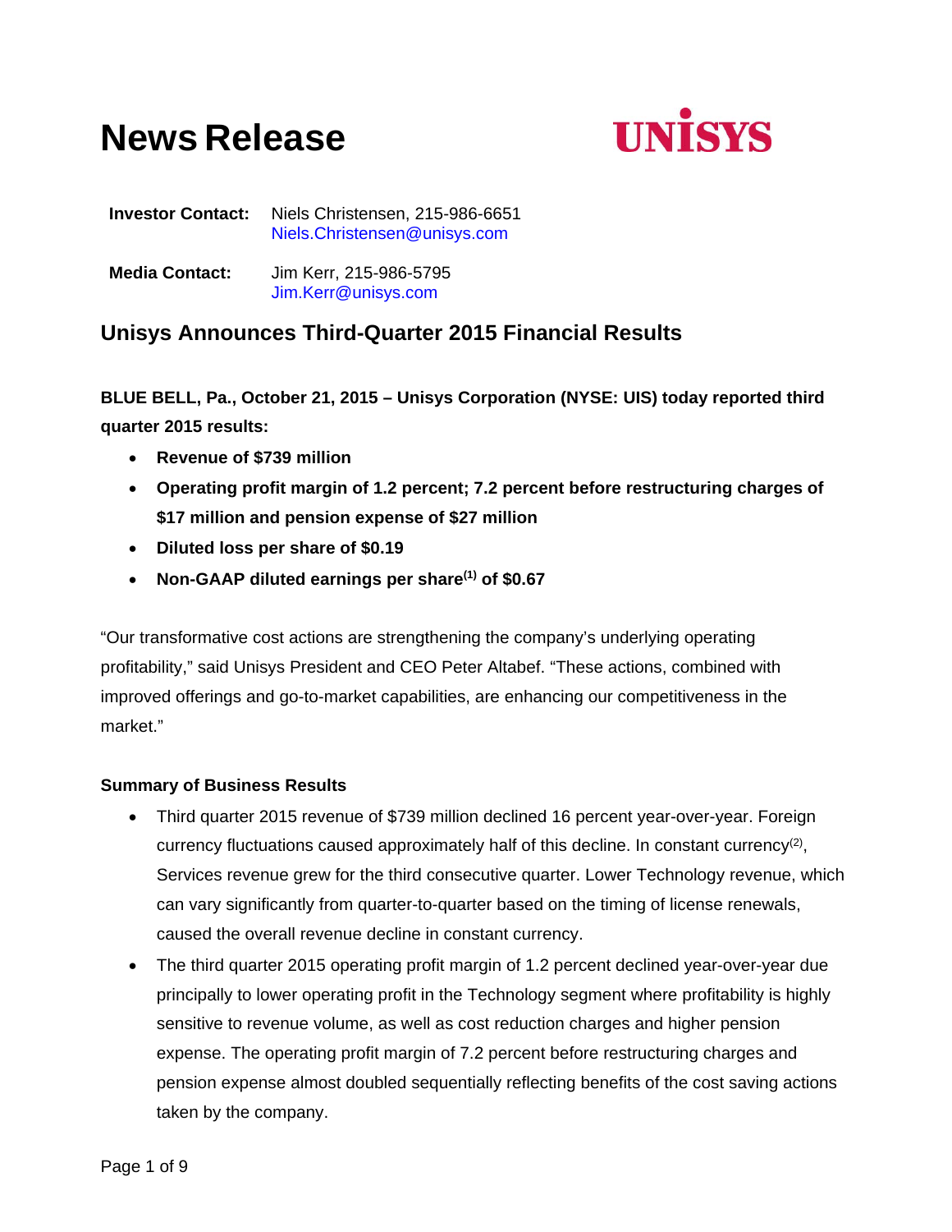# News Release

UNISYS

**Investor Contact:** Niels Christensen, 215-986-6651
Niels.Christensen@unisys.com

**Media Contact:** Jim Kerr, 215-986-5795
Jim.Kerr@unisys.com

## Unisys Announces Third-Quarter 2015 Financial Results

**BLUE BELL, Pa., October 21, 2015 – Unisys Corporation (NYSE: UIS) today reported third quarter 2015 results:**

- **Revenue of $739 million**
- **Operating profit margin of 1.2 percent; 7.2 percent before restructuring charges of $17 million and pension expense of $27 million**
- **Diluted loss per share of $0.19**
- **Non-GAAP diluted earnings per share(1) of $0.67**

"Our transformative cost actions are strengthening the company's underlying operating profitability," said Unisys President and CEO Peter Altabef. "These actions, combined with improved offerings and go-to-market capabilities, are enhancing our competitiveness in the market."

### Summary of Business Results

- Third quarter 2015 revenue of $739 million declined 16 percent year-over-year. Foreign currency fluctuations caused approximately half of this decline. In constant currency(2), Services revenue grew for the third consecutive quarter. Lower Technology revenue, which can vary significantly from quarter-to-quarter based on the timing of license renewals, caused the overall revenue decline in constant currency.
- The third quarter 2015 operating profit margin of 1.2 percent declined year-over-year due principally to lower operating profit in the Technology segment where profitability is highly sensitive to revenue volume, as well as cost reduction charges and higher pension expense. The operating profit margin of 7.2 percent before restructuring charges and pension expense almost doubled sequentially reflecting benefits of the cost saving actions taken by the company.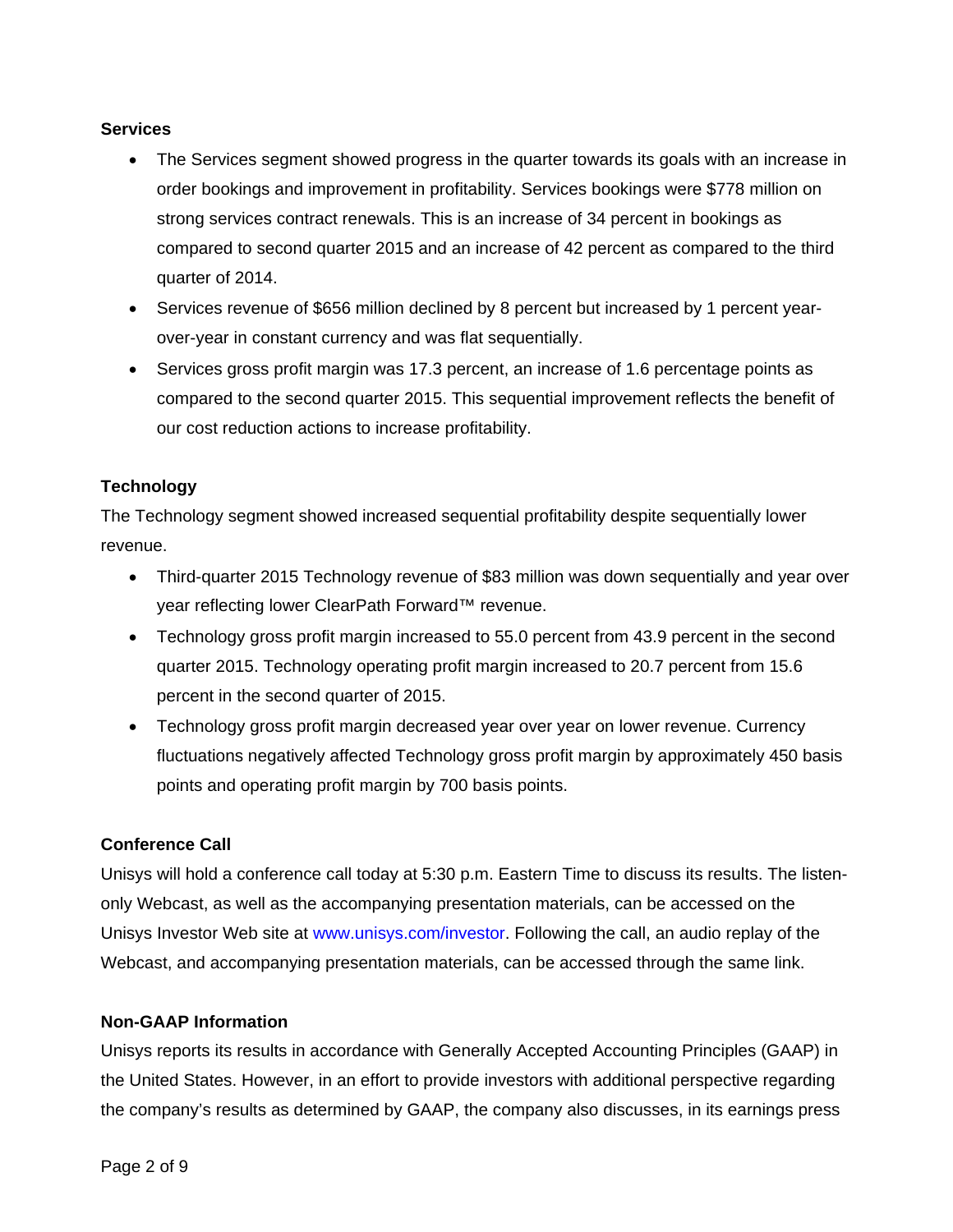**Services**

- The Services segment showed progress in the quarter towards its goals with an increase in order bookings and improvement in profitability. Services bookings were $778 million on strong services contract renewals. This is an increase of 34 percent in bookings as compared to second quarter 2015 and an increase of 42 percent as compared to the third quarter of 2014.
- Services revenue of $656 million declined by 8 percent but increased by 1 percent year-over-year in constant currency and was flat sequentially.
- Services gross profit margin was 17.3 percent, an increase of 1.6 percentage points as compared to the second quarter 2015. This sequential improvement reflects the benefit of our cost reduction actions to increase profitability.

**Technology**

The Technology segment showed increased sequential profitability despite sequentially lower revenue.

- Third-quarter 2015 Technology revenue of $83 million was down sequentially and year over year reflecting lower ClearPath Forward™ revenue.
- Technology gross profit margin increased to 55.0 percent from 43.9 percent in the second quarter 2015. Technology operating profit margin increased to 20.7 percent from 15.6 percent in the second quarter of 2015.
- Technology gross profit margin decreased year over year on lower revenue. Currency fluctuations negatively affected Technology gross profit margin by approximately 450 basis points and operating profit margin by 700 basis points.

**Conference Call**

Unisys will hold a conference call today at 5:30 p.m. Eastern Time to discuss its results. The listen-only Webcast, as well as the accompanying presentation materials, can be accessed on the Unisys Investor Web site at www.unisys.com/investor. Following the call, an audio replay of the Webcast, and accompanying presentation materials, can be accessed through the same link.

**Non-GAAP Information**

Unisys reports its results in accordance with Generally Accepted Accounting Principles (GAAP) in the United States. However, in an effort to provide investors with additional perspective regarding the company's results as determined by GAAP, the company also discusses, in its earnings press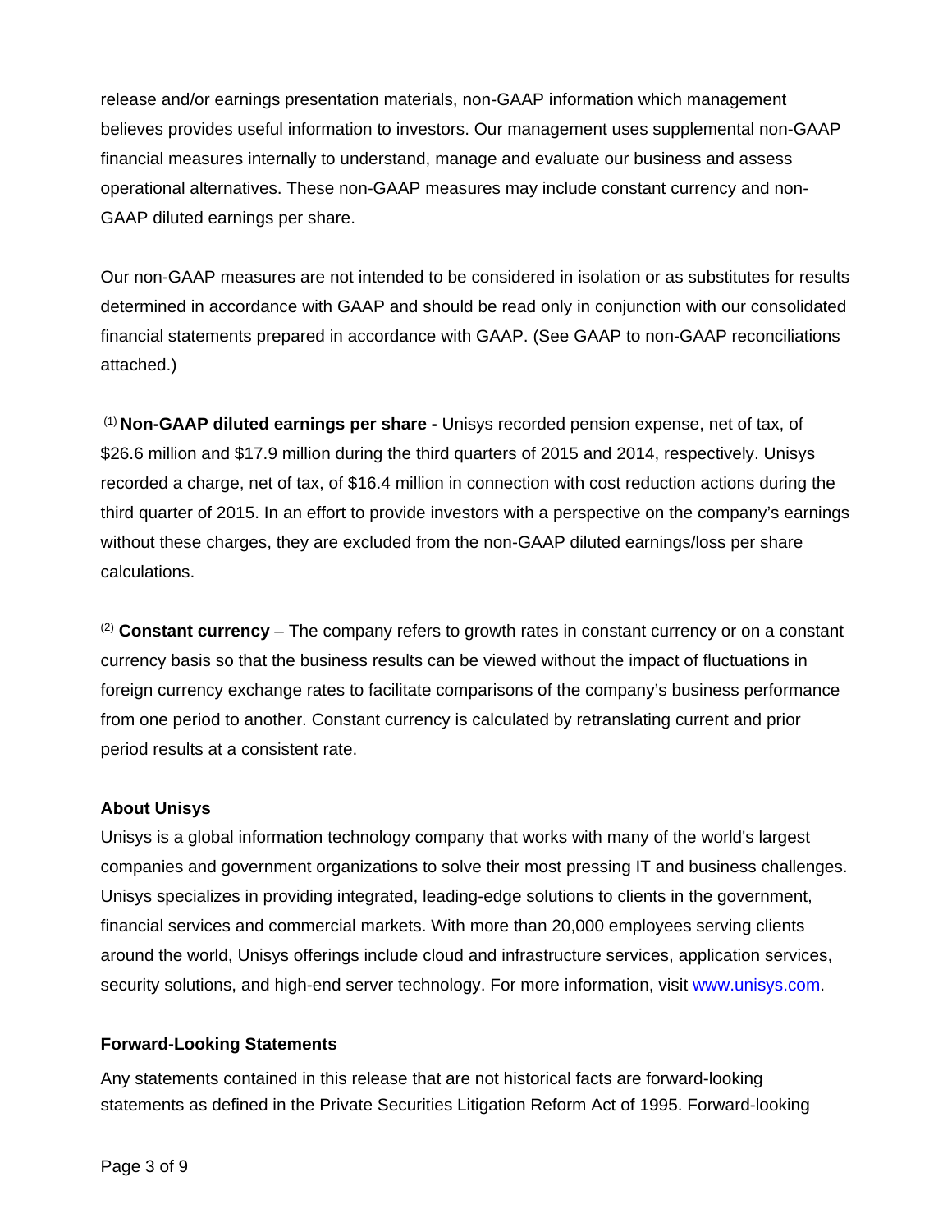release and/or earnings presentation materials, non-GAAP information which management believes provides useful information to investors. Our management uses supplemental non-GAAP financial measures internally to understand, manage and evaluate our business and assess operational alternatives. These non-GAAP measures may include constant currency and non-GAAP diluted earnings per share.

Our non-GAAP measures are not intended to be considered in isolation or as substitutes for results determined in accordance with GAAP and should be read only in conjunction with our consolidated financial statements prepared in accordance with GAAP. (See GAAP to non-GAAP reconciliations attached.)

[1] **Non-GAAP diluted earnings per share -** Unisys recorded pension expense, net of tax, of $26.6 million and $17.9 million during the third quarters of 2015 and 2014, respectively. Unisys recorded a charge, net of tax, of $16.4 million in connection with cost reduction actions during the third quarter of 2015. In an effort to provide investors with a perspective on the company's earnings without these charges, they are excluded from the non-GAAP diluted earnings/loss per share calculations.

[2] **Constant currency** – The company refers to growth rates in constant currency or on a constant currency basis so that the business results can be viewed without the impact of fluctuations in foreign currency exchange rates to facilitate comparisons of the company's business performance from one period to another. Constant currency is calculated by retranslating current and prior period results at a consistent rate.

**About Unisys**

Unisys is a global information technology company that works with many of the world's largest companies and government organizations to solve their most pressing IT and business challenges. Unisys specializes in providing integrated, leading-edge solutions to clients in the government, financial services and commercial markets. With more than 20,000 employees serving clients around the world, Unisys offerings include cloud and infrastructure services, application services, security solutions, and high-end server technology. For more information, visit www.unisys.com.

**Forward-Looking Statements**

Any statements contained in this release that are not historical facts are forward-looking statements as defined in the Private Securities Litigation Reform Act of 1995. Forward-looking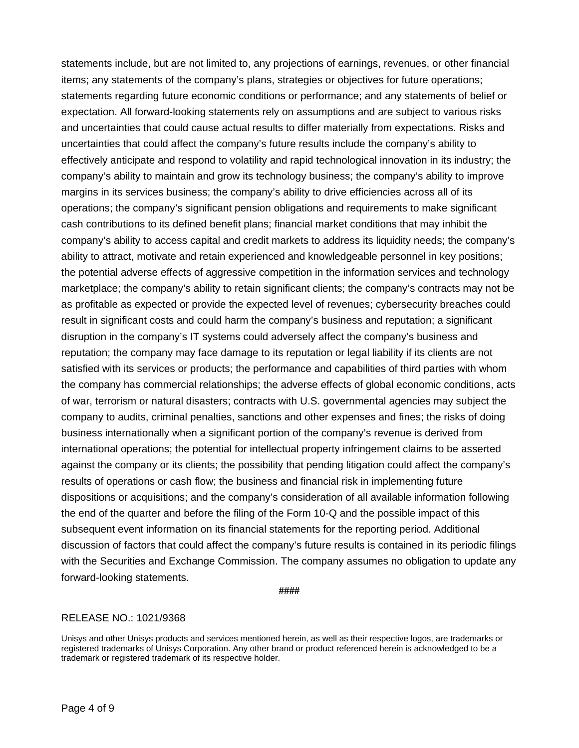statements include, but are not limited to, any projections of earnings, revenues, or other financial items; any statements of the company's plans, strategies or objectives for future operations; statements regarding future economic conditions or performance; and any statements of belief or expectation. All forward-looking statements rely on assumptions and are subject to various risks and uncertainties that could cause actual results to differ materially from expectations. Risks and uncertainties that could affect the company's future results include the company's ability to effectively anticipate and respond to volatility and rapid technological innovation in its industry; the company's ability to maintain and grow its technology business; the company's ability to improve margins in its services business; the company's ability to drive efficiencies across all of its operations; the company's significant pension obligations and requirements to make significant cash contributions to its defined benefit plans; financial market conditions that may inhibit the company's ability to access capital and credit markets to address its liquidity needs; the company's ability to attract, motivate and retain experienced and knowledgeable personnel in key positions; the potential adverse effects of aggressive competition in the information services and technology marketplace; the company's ability to retain significant clients; the company's contracts may not be as profitable as expected or provide the expected level of revenues; cybersecurity breaches could result in significant costs and could harm the company's business and reputation; a significant disruption in the company's IT systems could adversely affect the company's business and reputation; the company may face damage to its reputation or legal liability if its clients are not satisfied with its services or products; the performance and capabilities of third parties with whom the company has commercial relationships; the adverse effects of global economic conditions, acts of war, terrorism or natural disasters; contracts with U.S. governmental agencies may subject the company to audits, criminal penalties, sanctions and other expenses and fines; the risks of doing business internationally when a significant portion of the company's revenue is derived from international operations; the potential for intellectual property infringement claims to be asserted against the company or its clients; the possibility that pending litigation could affect the company's results of operations or cash flow; the business and financial risk in implementing future dispositions or acquisitions; and the company's consideration of all available information following the end of the quarter and before the filing of the Form 10-Q and the possible impact of this subsequent event information on its financial statements for the reporting period. Additional discussion of factors that could affect the company's future results is contained in its periodic filings with the Securities and Exchange Commission. The company assumes no obligation to update any forward-looking statements.

####

RELEASE NO.: 1021/9368

Unisys and other Unisys products and services mentioned herein, as well as their respective logos, are trademarks or registered trademarks of Unisys Corporation. Any other brand or product referenced herein is acknowledged to be a trademark or registered trademark of its respective holder.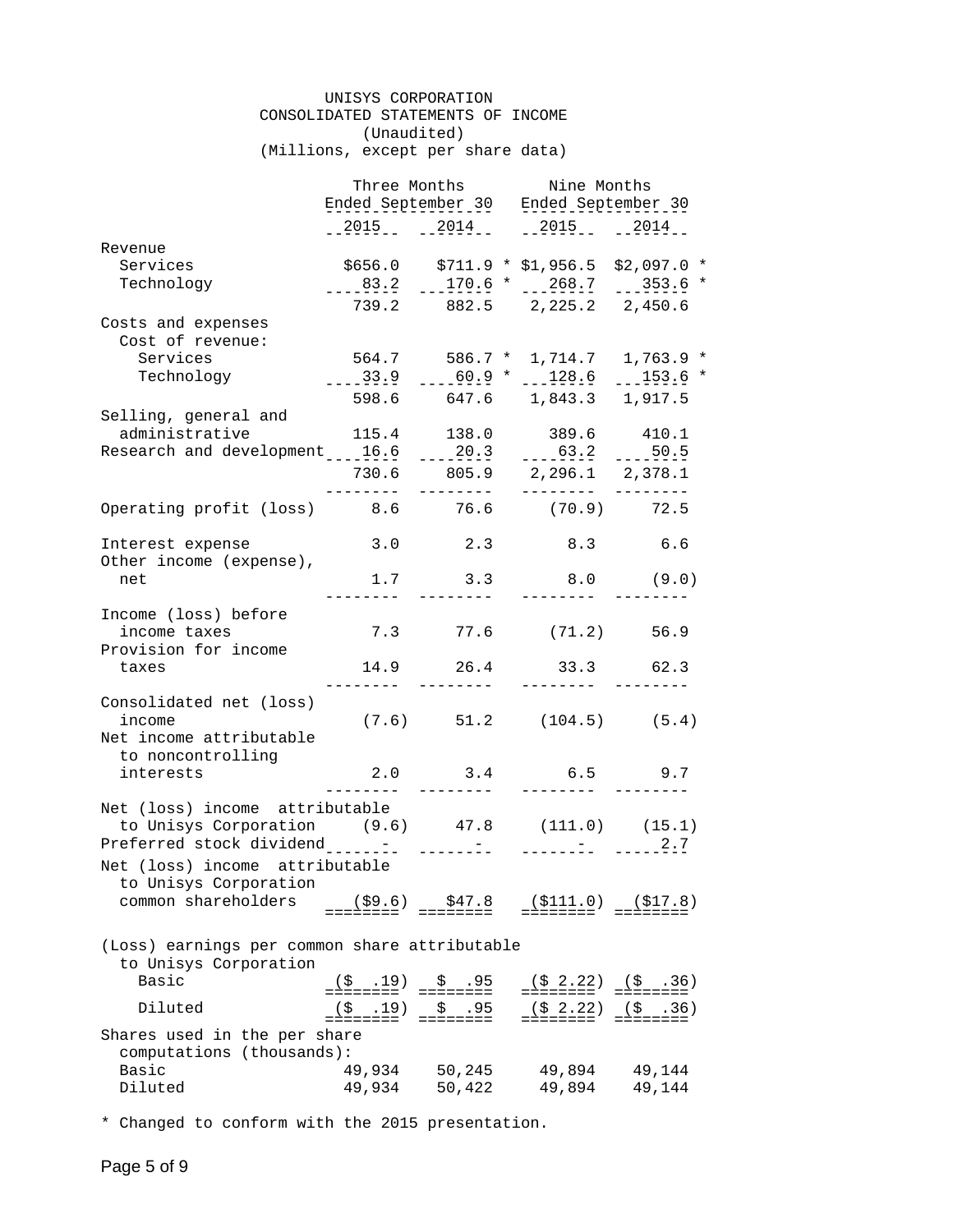# UNISYS CORPORATION
## CONSOLIDATED STATEMENTS OF INCOME
(Unaudited)
(Millions, except per share data)

| | Three Months Ended September 30 | | Nine Months Ended September 30 | |
|---|---|---|---|---|
| | 2015 | 2014 | 2015 | 2014 |
| Revenue | | | | |
| Services | $656.0 | $711.9 * | $1,956.5 | $2,097.0 * |
| Technology | 83.2 | 170.6 * | 268.7 | 353.6 * |
| | 739.2 | 882.5 | 2,225.2 | 2,450.6 |
| Costs and expenses | | | | |
| Cost of revenue: | | | | |
| Services | 564.7 | 586.7 * | 1,714.7 | 1,763.9 * |
| Technology | 33.9 | 60.9 * | 128.6 | 153.6 * |
| | 598.6 | 647.6 | 1,843.3 | 1,917.5 |
| Selling, general and administrative | 115.4 | 138.0 | 389.6 | 410.1 |
| Research and development | 16.6 | 20.3 | 63.2 | 50.5 |
| | 730.6 | 805.9 | 2,296.1 | 2,378.1 |
| Operating profit (loss) | 8.6 | 76.6 | (70.9) | 72.5 |
| Interest expense | 3.0 | 2.3 | 8.3 | 6.6 |
| Other income (expense), net | 1.7 | 3.3 | 8.0 | (9.0) |
| Income (loss) before income taxes | 7.3 | 77.6 | (71.2) | 56.9 |
| Provision for income taxes | 14.9 | 26.4 | 33.3 | 62.3 |
| Consolidated net (loss) income | (7.6) | 51.2 | (104.5) | (5.4) |
| Net income attributable to noncontrolling interests | 2.0 | 3.4 | 6.5 | 9.7 |
| Net (loss) income attributable to Unisys Corporation | (9.6) | 47.8 | (111.0) | (15.1) |
| Preferred stock dividend | - | - | - | 2.7 |
| Net (loss) income attributable to Unisys Corporation common shareholders | ($9.6) | $47.8 | ($111.0) | ($17.8) |
| (Loss) earnings per common share attributable to Unisys Corporation | | | | |
| Basic | ($ .19) | $ .95 | ($ 2.22) | ($ .36) |
| Diluted | ($ .19) | $ .95 | ($ 2.22) | ($ .36) |
| Shares used in the per share computations (thousands): | | | | |
| Basic | 49,934 | 50,245 | 49,894 | 49,144 |
| Diluted | 49,934 | 50,422 | 49,894 | 49,144 |

* Changed to conform with the 2015 presentation.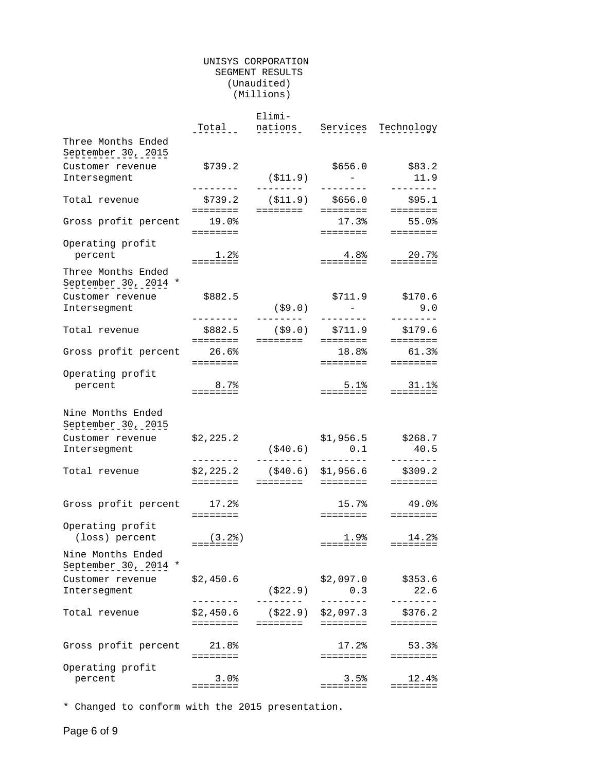UNISYS CORPORATION
SEGMENT RESULTS
(Unaudited)
(Millions)

| | Total | Eliminations | Services | Technology |
|---|---|---|---|---|
| **Three Months Ended September 30, 2015** | | | | |
| Customer revenue | $739.2 | | $656.0 | $83.2 |
| Intersegment | | ($11.9) | - | 11.9 |
| Total revenue | $739.2 | ($11.9) | $656.0 | $95.1 |
| Gross profit percent | 19.0% | | 17.3% | 55.0% |
| Operating profit percent | 1.2% | | 4.8% | 20.7% |
| **Three Months Ended September 30, 2014 *** | | | | |
| Customer revenue | $882.5 | | $711.9 | $170.6 |
| Intersegment | | ($9.0) | - | 9.0 |
| Total revenue | $882.5 | ($9.0) | $711.9 | $179.6 |
| Gross profit percent | 26.6% | | 18.8% | 61.3% |
| Operating profit percent | 8.7% | | 5.1% | 31.1% |
| **Nine Months Ended September 30, 2015** | | | | |
| Customer revenue | $2,225.2 | | $1,956.5 | $268.7 |
| Intersegment | | ($40.6) | 0.1 | 40.5 |
| Total revenue | $2,225.2 | ($40.6) | $1,956.6 | $309.2 |
| Gross profit percent | 17.2% | | 15.7% | 49.0% |
| Operating profit (loss) percent | (3.2%) | | 1.9% | 14.2% |
| **Nine Months Ended September 30, 2014 *** | | | | |
| Customer revenue | $2,450.6 | | $2,097.0 | $353.6 |
| Intersegment | | ($22.9) | 0.3 | 22.6 |
| Total revenue | $2,450.6 | ($22.9) | $2,097.3 | $376.2 |
| Gross profit percent | 21.8% | | 17.2% | 53.3% |
| Operating profit percent | 3.0% | | 3.5% | 12.4% |

* Changed to conform with the 2015 presentation.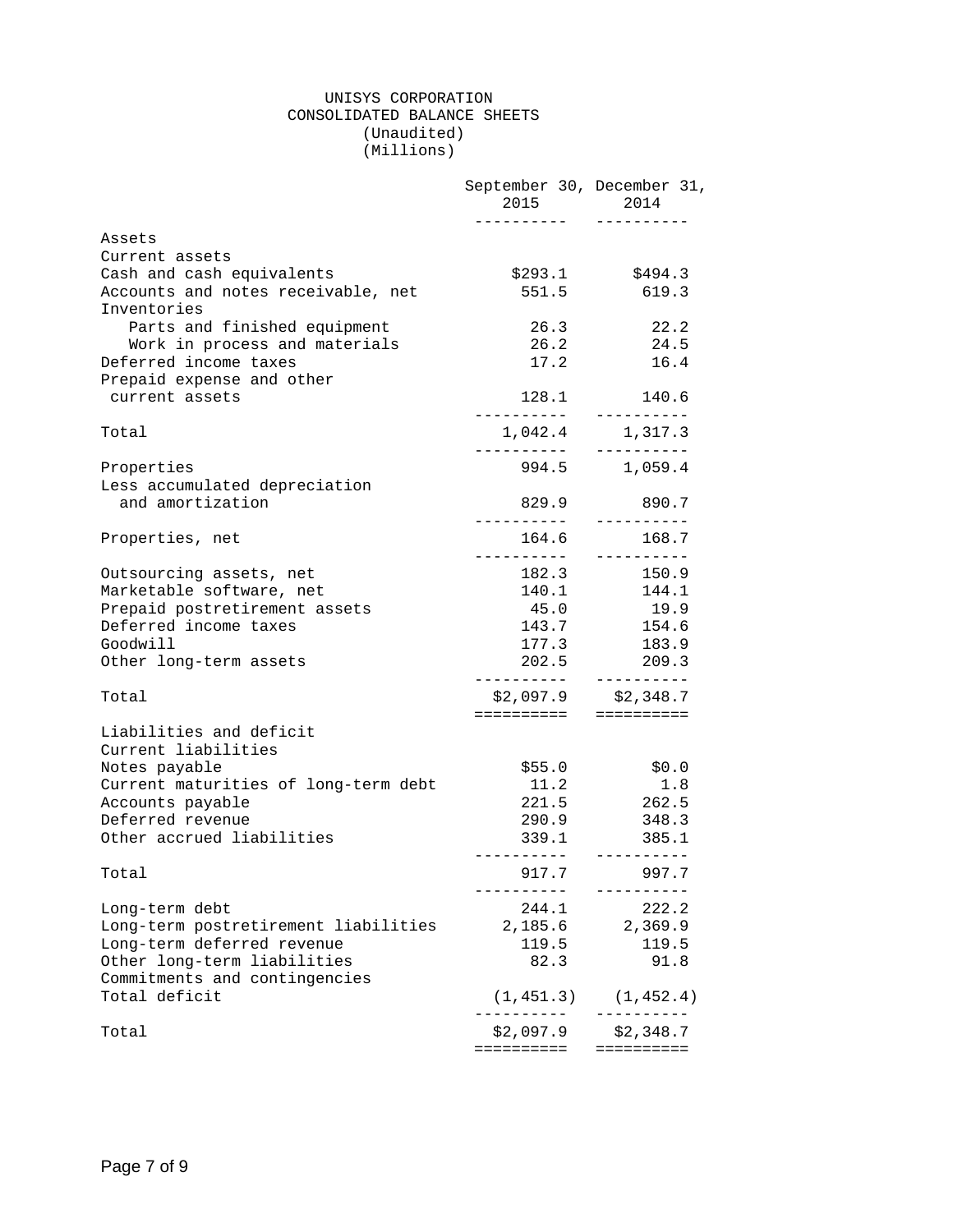# UNISYS CORPORATION
## CONSOLIDATED BALANCE SHEETS
(Unaudited)
(Millions)

| | September 30, 2015 | December 31, 2014 |
|---|---|---|
| **Assets** | | |
| **Current assets** | | |
| Cash and cash equivalents | $293.1 | $494.3 |
| Accounts and notes receivable, net | 551.5 | 619.3 |
| Inventories | | |
| Parts and finished equipment | 26.3 | 22.2 |
| Work in process and materials | 26.2 | 24.5 |
| Deferred income taxes | 17.2 | 16.4 |
| Prepaid expense and other current assets | 128.1 | 140.6 |
| Total | 1,042.4 | 1,317.3 |
| Properties | 994.5 | 1,059.4 |
| Less accumulated depreciation and amortization | 829.9 | 890.7 |
| Properties, net | 164.6 | 168.7 |
| Outsourcing assets, net | 182.3 | 150.9 |
| Marketable software, net | 140.1 | 144.1 |
| Prepaid postretirement assets | 45.0 | 19.9 |
| Deferred income taxes | 143.7 | 154.6 |
| Goodwill | 177.3 | 183.9 |
| Other long-term assets | 202.5 | 209.3 |
| Total | $2,097.9 | $2,348.7 |
| **Liabilities and deficit** | | |
| **Current liabilities** | | |
| Notes payable | $55.0 | $0.0 |
| Current maturities of long-term debt | 11.2 | 1.8 |
| Accounts payable | 221.5 | 262.5 |
| Deferred revenue | 290.9 | 348.3 |
| Other accrued liabilities | 339.1 | 385.1 |
| Total | 917.7 | 997.7 |
| Long-term debt | 244.1 | 222.2 |
| Long-term postretirement liabilities | 2,185.6 | 2,369.9 |
| Long-term deferred revenue | 119.5 | 119.5 |
| Other long-term liabilities | 82.3 | 91.8 |
| Commitments and contingencies | | |
| Total deficit | (1,451.3) | (1,452.4) |
| Total | $2,097.9 | $2,348.7 |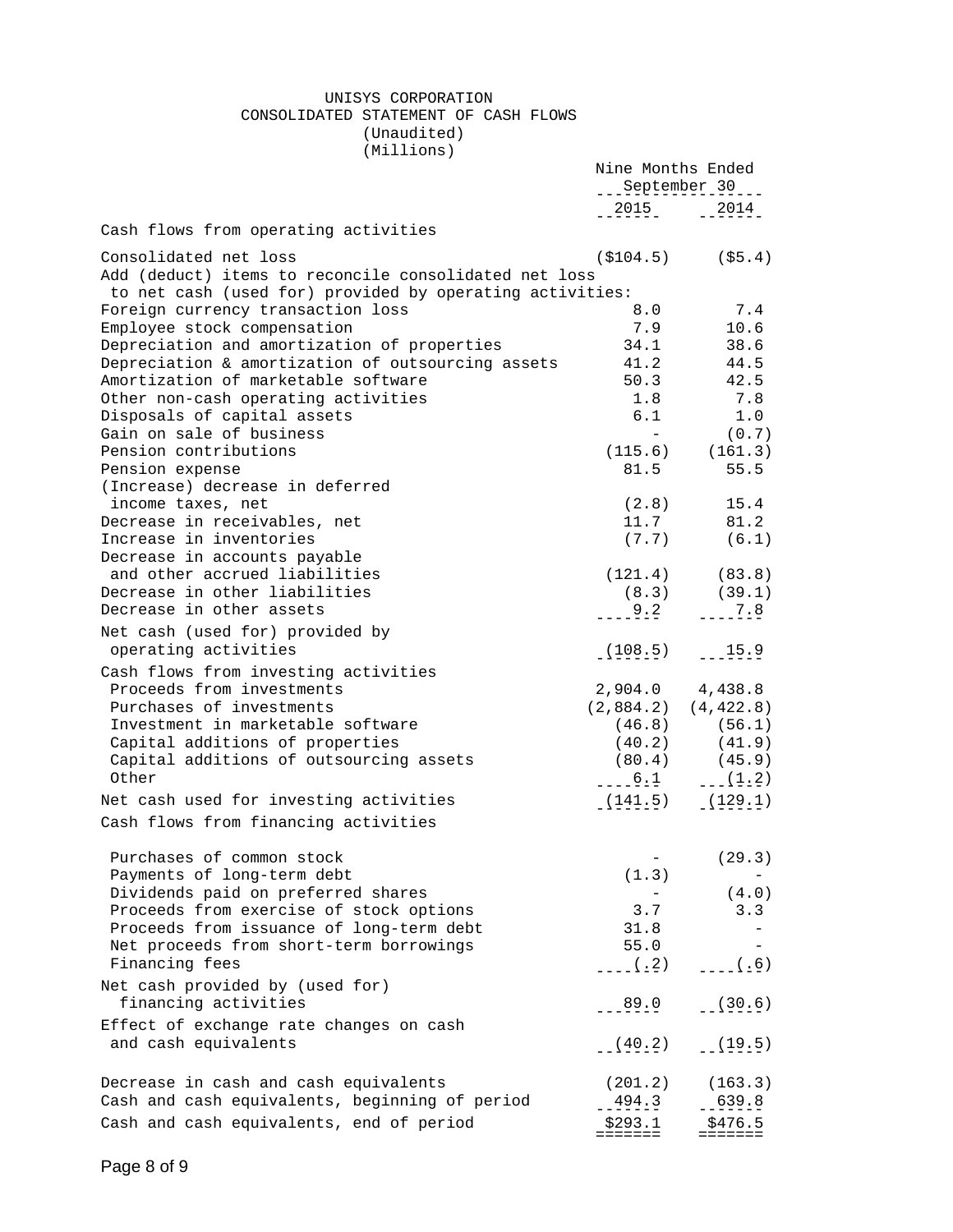# UNISYS CORPORATION

## CONSOLIDATED STATEMENT OF CASH FLOWS

(Unaudited)

(Millions)

| | Nine Months Ended September 30 | |
|---|---|---|
| | 2015 | 2014 |
| **Cash flows from operating activities** | | |
| Consolidated net loss | ($104.5) | ($5.4) |
| Add (deduct) items to reconcile consolidated net loss to net cash (used for) provided by operating activities: | | |
| Foreign currency transaction loss | 8.0 | 7.4 |
| Employee stock compensation | 7.9 | 10.6 |
| Depreciation and amortization of properties | 34.1 | 38.6 |
| Depreciation & amortization of outsourcing assets | 41.2 | 44.5 |
| Amortization of marketable software | 50.3 | 42.5 |
| Other non-cash operating activities | 1.8 | 7.8 |
| Disposals of capital assets | 6.1 | 1.0 |
| Gain on sale of business | - | (0.7) |
| Pension contributions | (115.6) | (161.3) |
| Pension expense | 81.5 | 55.5 |
| (Increase) decrease in deferred income taxes, net | (2.8) | 15.4 |
| Decrease in receivables, net | 11.7 | 81.2 |
| Increase in inventories | (7.7) | (6.1) |
| Decrease in accounts payable and other accrued liabilities | (121.4) | (83.8) |
| Decrease in other liabilities | (8.3) | (39.1) |
| Decrease in other assets | 9.2 | 7.8 |
| Net cash (used for) provided by operating activities | (108.5) | 15.9 |
| **Cash flows from investing activities** | | |
| Proceeds from investments | 2,904.0 | 4,438.8 |
| Purchases of investments | (2,884.2) | (4,422.8) |
| Investment in marketable software | (46.8) | (56.1) |
| Capital additions of properties | (40.2) | (41.9) |
| Capital additions of outsourcing assets | (80.4) | (45.9) |
| Other | 6.1 | (1.2) |
| Net cash used for investing activities | (141.5) | (129.1) |
| **Cash flows from financing activities** | | |
| Purchases of common stock | - | (29.3) |
| Payments of long-term debt | (1.3) | - |
| Dividends paid on preferred shares | - | (4.0) |
| Proceeds from exercise of stock options | 3.7 | 3.3 |
| Proceeds from issuance of long-term debt | 31.8 | - |
| Net proceeds from short-term borrowings | 55.0 | - |
| Financing fees | (.2) | (.6) |
| Net cash provided by (used for) financing activities | 89.0 | (30.6) |
| Effect of exchange rate changes on cash and cash equivalents | (40.2) | (19.5) |
| Decrease in cash and cash equivalents | (201.2) | (163.3) |
| Cash and cash equivalents, beginning of period | 494.3 | 639.8 |
| Cash and cash equivalents, end of period | $293.1 | $476.5 |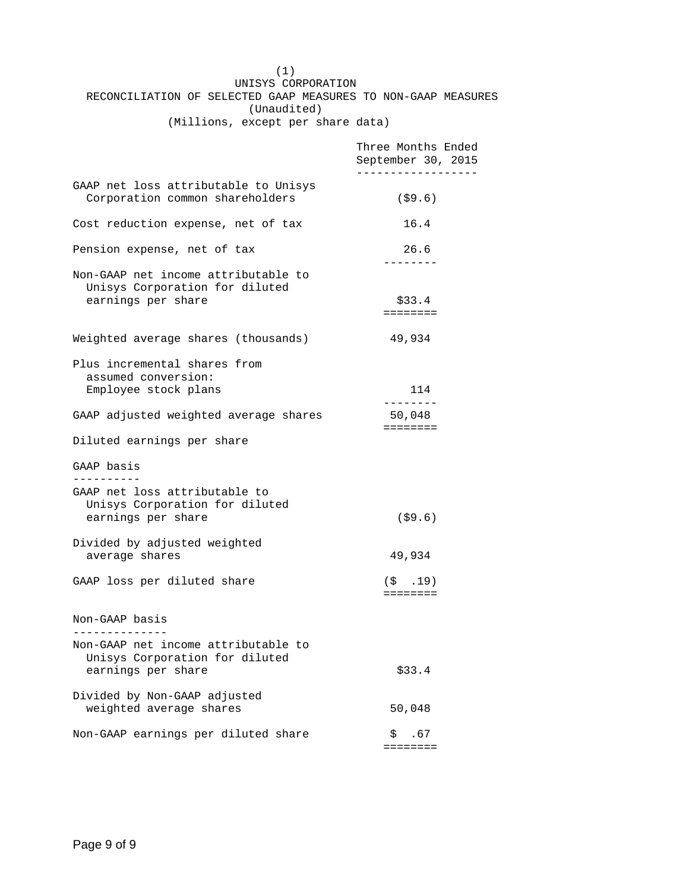(1)

UNISYS CORPORATION

RECONCILIATION OF SELECTED GAAP MEASURES TO NON-GAAP MEASURES

(Unaudited)

(Millions, except per share data)

| | Three Months Ended September 30, 2015 |
|---|---|
| GAAP net loss attributable to Unisys Corporation common shareholders | ($9.6) |
| Cost reduction expense, net of tax | 16.4 |
| Pension expense, net of tax | 26.6 |
| Non-GAAP net income attributable to Unisys Corporation for diluted earnings per share | $33.4 |
| Weighted average shares (thousands) | 49,934 |
| Plus incremental shares from assumed conversion: Employee stock plans | 114 |
| GAAP adjusted weighted average shares | 50,048 |
| Diluted earnings per share | |
| GAAP basis | |
| GAAP net loss attributable to Unisys Corporation for diluted earnings per share | ($9.6) |
| Divided by adjusted weighted average shares | 49,934 |
| GAAP loss per diluted share | ($ .19) |
| Non-GAAP basis | |
| Non-GAAP net income attributable to Unisys Corporation for diluted earnings per share | $33.4 |
| Divided by Non-GAAP adjusted weighted average shares | 50,048 |
| Non-GAAP earnings per diluted share | $ .67 |